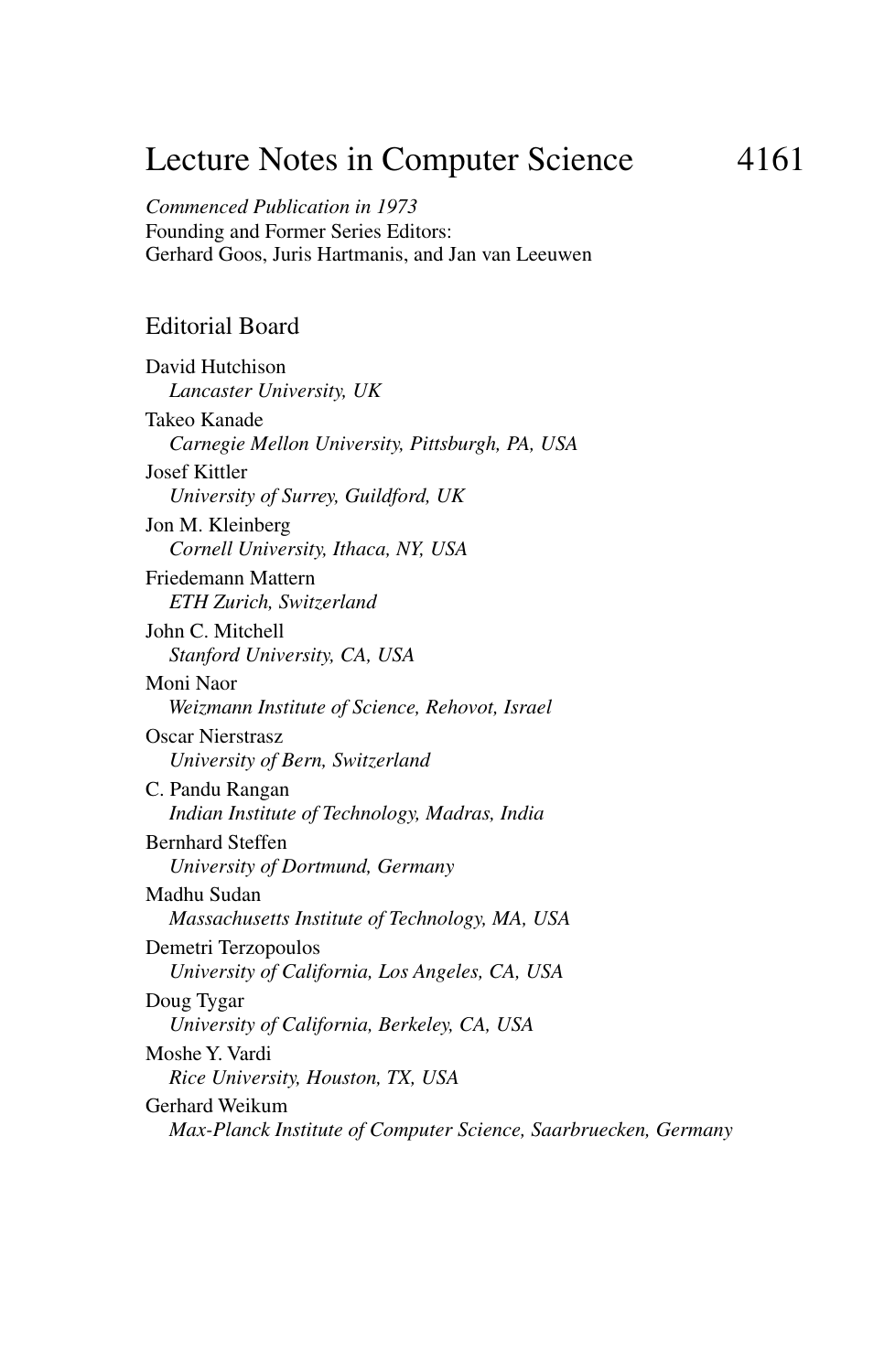# Lecture Notes in Computer Science 4161

*Commenced Publication in 1973*
Founding and Former Series Editors:
Gerhard Goos, Juris Hartmanis, and Jan van Leeuwen

## Editorial Board

David Hutchison
*Lancaster University, UK*

Takeo Kanade
*Carnegie Mellon University, Pittsburgh, PA, USA*

Josef Kittler
*University of Surrey, Guildford, UK*

Jon M. Kleinberg
*Cornell University, Ithaca, NY, USA*

Friedemann Mattern
*ETH Zurich, Switzerland*

John C. Mitchell
*Stanford University, CA, USA*

Moni Naor
*Weizmann Institute of Science, Rehovot, Israel*

Oscar Nierstrasz
*University of Bern, Switzerland*

C. Pandu Rangan
*Indian Institute of Technology, Madras, India*

Bernhard Steffen
*University of Dortmund, Germany*

Madhu Sudan
*Massachusetts Institute of Technology, MA, USA*

Demetri Terzopoulos
*University of California, Los Angeles, CA, USA*

Doug Tygar
*University of California, Berkeley, CA, USA*

Moshe Y. Vardi
*Rice University, Houston, TX, USA*

Gerhard Weikum
*Max-Planck Institute of Computer Science, Saarbruecken, Germany*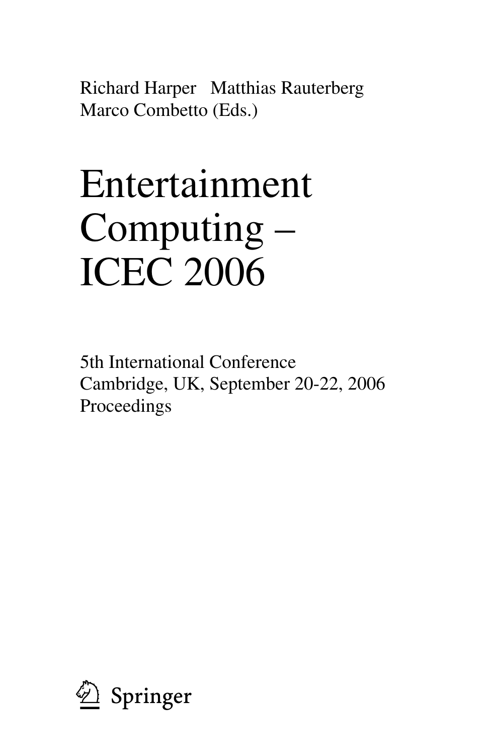Richard Harper Matthias Rauterberg
Marco Combetto (Eds.)

# Entertainment Computing – ICEC 2006

5th International Conference
Cambridge, UK, September 20-22, 2006
Proceedings

Springer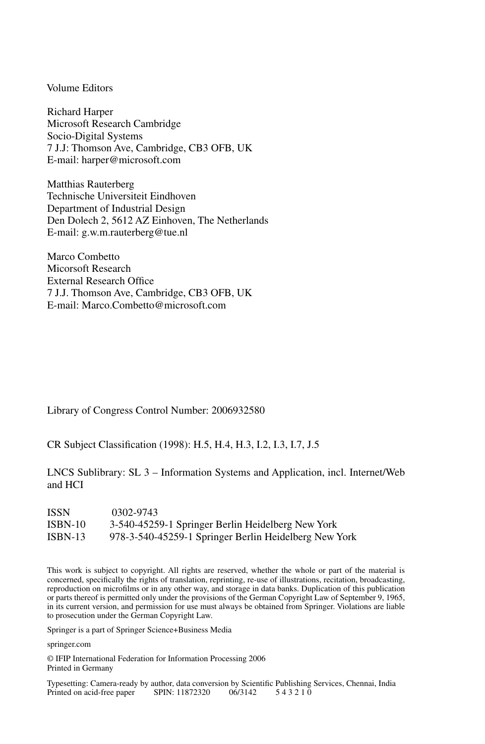Volume Editors

Richard Harper
Microsoft Research Cambridge
Socio-Digital Systems
7 J.J: Thomson Ave, Cambridge, CB3 OFB, UK
E-mail: harper@microsoft.com

Matthias Rauterberg
Technische Universiteit Eindhoven
Department of Industrial Design
Den Dolech 2, 5612 AZ Einhoven, The Netherlands
E-mail: g.w.m.rauterberg@tue.nl

Marco Combetto
Micorsoft Research
External Research Office
7 J.J. Thomson Ave, Cambridge, CB3 OFB, UK
E-mail: Marco.Combetto@microsoft.com

Library of Congress Control Number: 2006932580

CR Subject Classification (1998): H.5, H.4, H.3, I.2, I.3, I.7, J.5

LNCS Sublibrary: SL 3 – Information Systems and Application, incl. Internet/Web and HCI

ISSN 0302-9743
ISBN-10 3-540-45259-1 Springer Berlin Heidelberg New York
ISBN-13 978-3-540-45259-1 Springer Berlin Heidelberg New York

This work is subject to copyright. All rights are reserved, whether the whole or part of the material is concerned, specifically the rights of translation, reprinting, re-use of illustrations, recitation, broadcasting, reproduction on microfilms or in any other way, and storage in data banks. Duplication of this publication or parts thereof is permitted only under the provisions of the German Copyright Law of September 9, 1965, in its current version, and permission for use must always be obtained from Springer. Violations are liable to prosecution under the German Copyright Law.

Springer is a part of Springer Science+Business Media

springer.com

© IFIP International Federation for Information Processing 2006
Printed in Germany

Typesetting: Camera-ready by author, data conversion by Scientific Publishing Services, Chennai, India
Printed on acid-free paper SPIN: 11872320 06/3142 5 4 3 2 1 0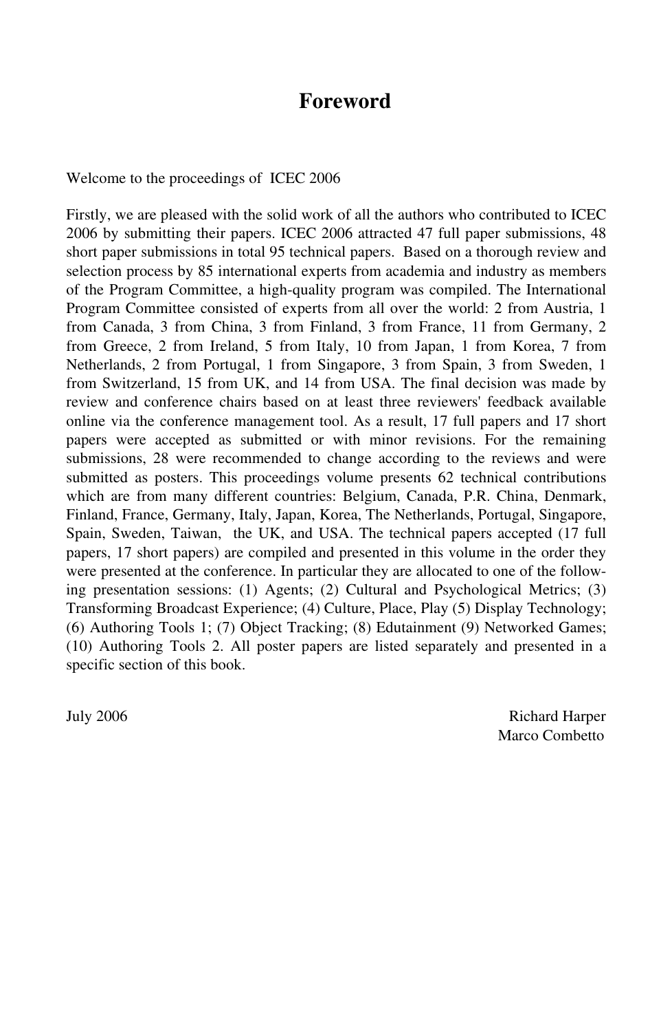# Foreword

Welcome to the proceedings of ICEC 2006

Firstly, we are pleased with the solid work of all the authors who contributed to ICEC 2006 by submitting their papers. ICEC 2006 attracted 47 full paper submissions, 48 short paper submissions in total 95 technical papers. Based on a thorough review and selection process by 85 international experts from academia and industry as members of the Program Committee, a high-quality program was compiled. The International Program Committee consisted of experts from all over the world: 2 from Austria, 1 from Canada, 3 from China, 3 from Finland, 3 from France, 11 from Germany, 2 from Greece, 2 from Ireland, 5 from Italy, 10 from Japan, 1 from Korea, 7 from Netherlands, 2 from Portugal, 1 from Singapore, 3 from Spain, 3 from Sweden, 1 from Switzerland, 15 from UK, and 14 from USA. The final decision was made by review and conference chairs based on at least three reviewers' feedback available online via the conference management tool. As a result, 17 full papers and 17 short papers were accepted as submitted or with minor revisions. For the remaining submissions, 28 were recommended to change according to the reviews and were submitted as posters. This proceedings volume presents 62 technical contributions which are from many different countries: Belgium, Canada, P.R. China, Denmark, Finland, France, Germany, Italy, Japan, Korea, The Netherlands, Portugal, Singapore, Spain, Sweden, Taiwan, the UK, and USA. The technical papers accepted (17 full papers, 17 short papers) are compiled and presented in this volume in the order they were presented at the conference. In particular they are allocated to one of the following presentation sessions: (1) Agents; (2) Cultural and Psychological Metrics; (3) Transforming Broadcast Experience; (4) Culture, Place, Play (5) Display Technology; (6) Authoring Tools 1; (7) Object Tracking; (8) Edutainment (9) Networked Games; (10) Authoring Tools 2. All poster papers are listed separately and presented in a specific section of this book.

July 2006

Richard Harper
Marco Combetto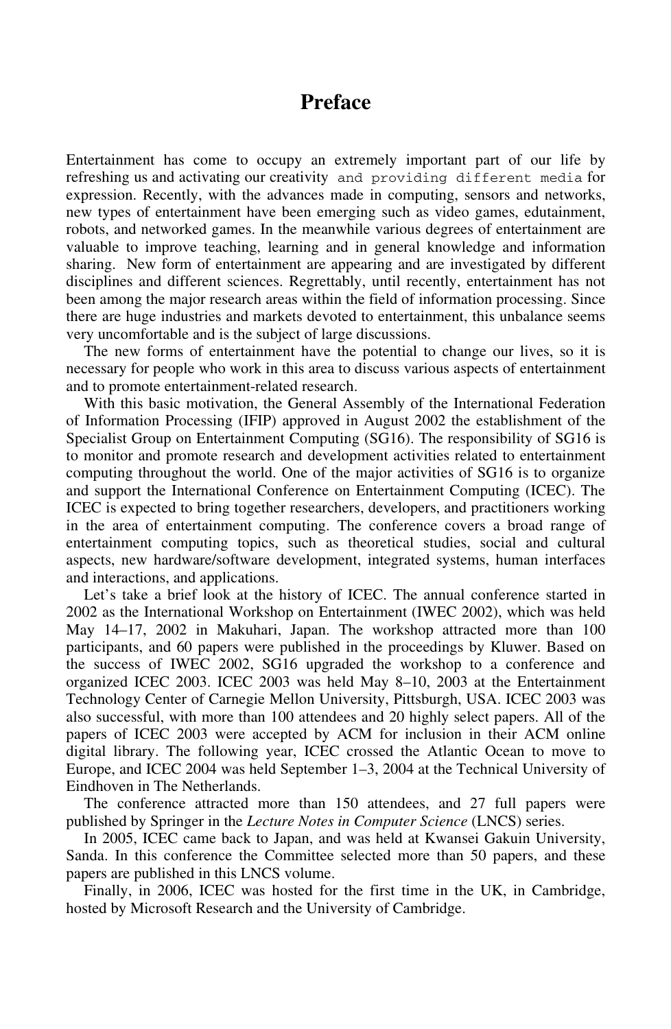# Preface

Entertainment has come to occupy an extremely important part of our life by refreshing us and activating our creativity and providing different media for expression. Recently, with the advances made in computing, sensors and networks, new types of entertainment have been emerging such as video games, edutainment, robots, and networked games. In the meanwhile various degrees of entertainment are valuable to improve teaching, learning and in general knowledge and information sharing. New form of entertainment are appearing and are investigated by different disciplines and different sciences. Regrettably, until recently, entertainment has not been among the major research areas within the field of information processing. Since there are huge industries and markets devoted to entertainment, this unbalance seems very uncomfortable and is the subject of large discussions.

The new forms of entertainment have the potential to change our lives, so it is necessary for people who work in this area to discuss various aspects of entertainment and to promote entertainment-related research.

With this basic motivation, the General Assembly of the International Federation of Information Processing (IFIP) approved in August 2002 the establishment of the Specialist Group on Entertainment Computing (SG16). The responsibility of SG16 is to monitor and promote research and development activities related to entertainment computing throughout the world. One of the major activities of SG16 is to organize and support the International Conference on Entertainment Computing (ICEC). The ICEC is expected to bring together researchers, developers, and practitioners working in the area of entertainment computing. The conference covers a broad range of entertainment computing topics, such as theoretical studies, social and cultural aspects, new hardware/software development, integrated systems, human interfaces and interactions, and applications.

Let's take a brief look at the history of ICEC. The annual conference started in 2002 as the International Workshop on Entertainment (IWEC 2002), which was held May 14–17, 2002 in Makuhari, Japan. The workshop attracted more than 100 participants, and 60 papers were published in the proceedings by Kluwer. Based on the success of IWEC 2002, SG16 upgraded the workshop to a conference and organized ICEC 2003. ICEC 2003 was held May 8–10, 2003 at the Entertainment Technology Center of Carnegie Mellon University, Pittsburgh, USA. ICEC 2003 was also successful, with more than 100 attendees and 20 highly select papers. All of the papers of ICEC 2003 were accepted by ACM for inclusion in their ACM online digital library. The following year, ICEC crossed the Atlantic Ocean to move to Europe, and ICEC 2004 was held September 1–3, 2004 at the Technical University of Eindhoven in The Netherlands.

The conference attracted more than 150 attendees, and 27 full papers were published by Springer in the *Lecture Notes in Computer Science* (LNCS) series.

In 2005, ICEC came back to Japan, and was held at Kwansei Gakuin University, Sanda. In this conference the Committee selected more than 50 papers, and these papers are published in this LNCS volume.

Finally, in 2006, ICEC was hosted for the first time in the UK, in Cambridge, hosted by Microsoft Research and the University of Cambridge.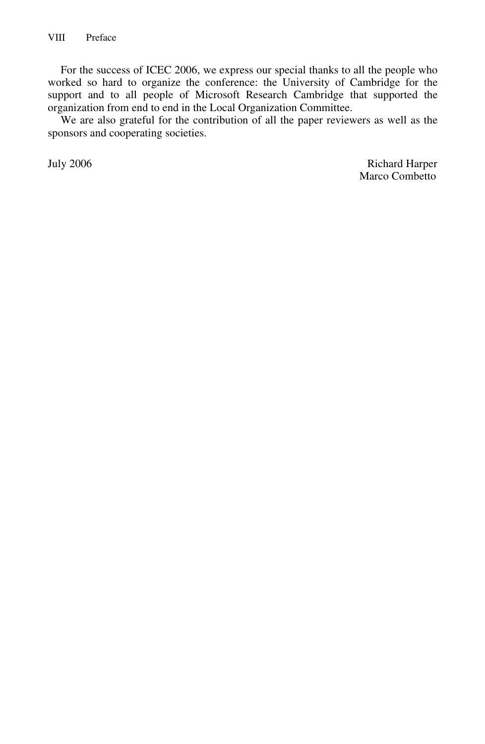For the success of ICEC 2006, we express our special thanks to all the people who worked so hard to organize the conference: the University of Cambridge for the support and to all people of Microsoft Research Cambridge that supported the organization from end to end in the Local Organization Committee.

We are also grateful for the contribution of all the paper reviewers as well as the sponsors and cooperating societies.

July 2006

Richard Harper
Marco Combetto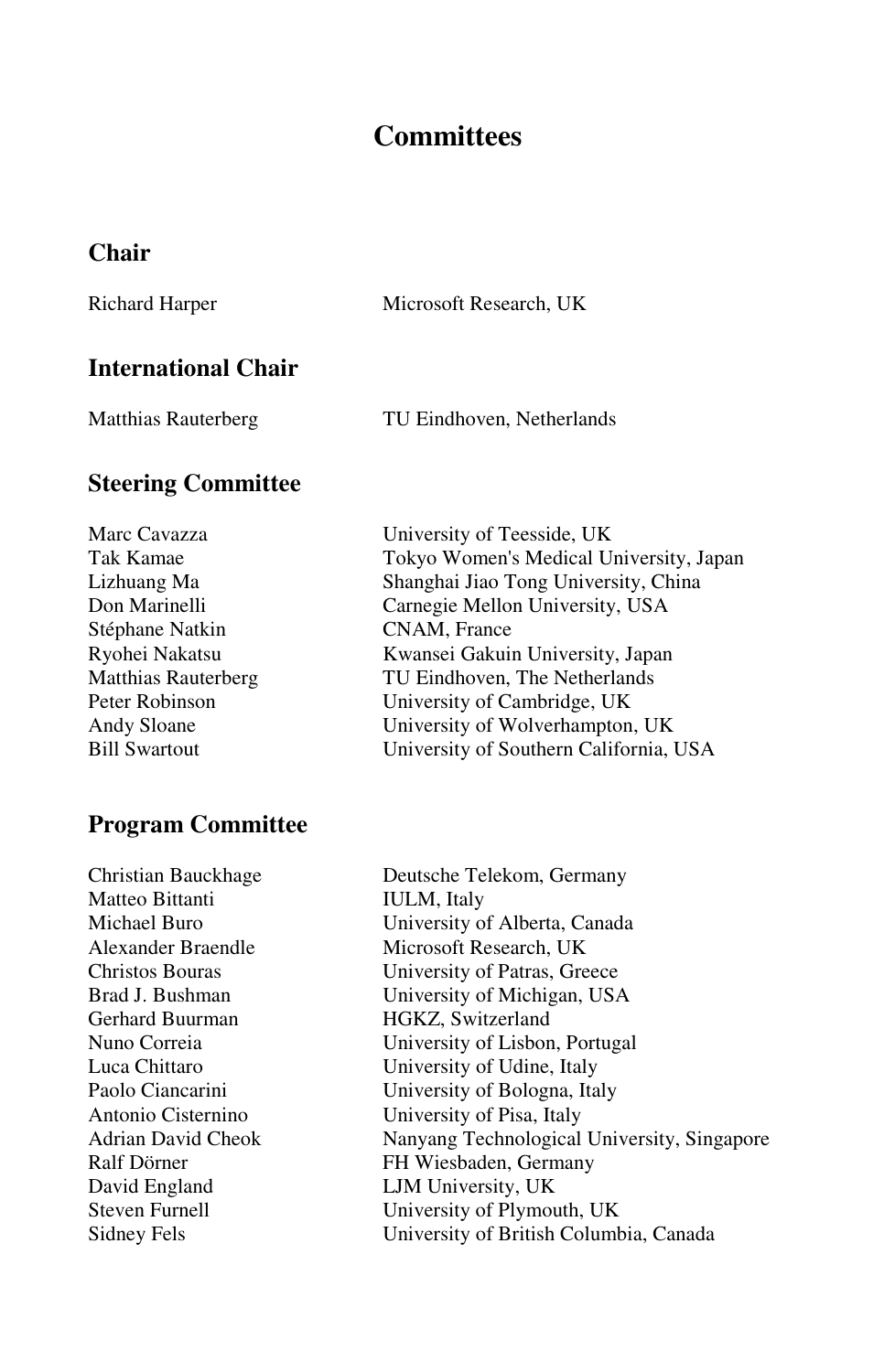# Committees

## Chair

| | |
|---|---|
| Richard Harper | Microsoft Research, UK |

## International Chair

| | |
|---|---|
| Matthias Rauterberg | TU Eindhoven, Netherlands |

## Steering Committee

| | |
|---|---|
| Marc Cavazza | University of Teesside, UK |
| Tak Kamae | Tokyo Women's Medical University, Japan |
| Lizhuang Ma | Shanghai Jiao Tong University, China |
| Don Marinelli | Carnegie Mellon University, USA |
| Stéphane Natkin | CNAM, France |
| Ryohei Nakatsu | Kwansei Gakuin University, Japan |
| Matthias Rauterberg | TU Eindhoven, The Netherlands |
| Peter Robinson | University of Cambridge, UK |
| Andy Sloane | University of Wolverhampton, UK |
| Bill Swartout | University of Southern California, USA |

## Program Committee

| | |
|---|---|
| Christian Bauckhage | Deutsche Telekom, Germany |
| Matteo Bittanti | IULM, Italy |
| Michael Buro | University of Alberta, Canada |
| Alexander Braendle | Microsoft Research, UK |
| Christos Bouras | University of Patras, Greece |
| Brad J. Bushman | University of Michigan, USA |
| Gerhard Buurman | HGKZ, Switzerland |
| Nuno Correia | University of Lisbon, Portugal |
| Luca Chittaro | University of Udine, Italy |
| Paolo Ciancarini | University of Bologna, Italy |
| Antonio Cisternino | University of Pisa, Italy |
| Adrian David Cheok | Nanyang Technological University, Singapore |
| Ralf Dörner | FH Wiesbaden, Germany |
| David England | LJM University, UK |
| Steven Furnell | University of Plymouth, UK |
| Sidney Fels | University of British Columbia, Canada |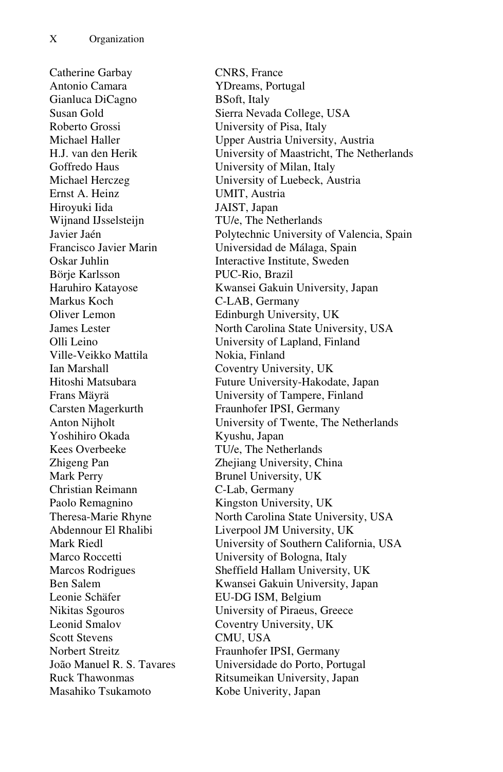| | |
|---|---|
| Catherine Garbay | CNRS, France |
| Antonio Camara | YDreams, Portugal |
| Gianluca DiCagno | BSoft, Italy |
| Susan Gold | Sierra Nevada College, USA |
| Roberto Grossi | University of Pisa, Italy |
| Michael Haller | Upper Austria University, Austria |
| H.J. van den Herik | University of Maastricht, The Netherlands |
| Goffredo Haus | University of Milan, Italy |
| Michael Herczeg | University of Luebeck, Austria |
| Ernst A. Heinz | UMIT, Austria |
| Hiroyuki Iida | JAIST, Japan |
| Wijnand IJsselsteijn | TU/e, The Netherlands |
| Javier Jaén | Polytechnic University of Valencia, Spain |
| Francisco Javier Marin | Universidad de Málaga, Spain |
| Oskar Juhlin | Interactive Institute, Sweden |
| Börje Karlsson | PUC-Rio, Brazil |
| Haruhiro Katayose | Kwansei Gakuin University, Japan |
| Markus Koch | C-LAB, Germany |
| Oliver Lemon | Edinburgh University, UK |
| James Lester | North Carolina State University, USA |
| Olli Leino | University of Lapland, Finland |
| Ville-Veikko Mattila | Nokia, Finland |
| Ian Marshall | Coventry University, UK |
| Hitoshi Matsubara | Future University-Hakodate, Japan |
| Frans Mäyrä | University of Tampere, Finland |
| Carsten Magerkurth | Fraunhofer IPSI, Germany |
| Anton Nijholt | University of Twente, The Netherlands |
| Yoshihiro Okada | Kyushu, Japan |
| Kees Overbeeke | TU/e, The Netherlands |
| Zhigeng Pan | Zhejiang University, China |
| Mark Perry | Brunel University, UK |
| Christian Reimann | C-Lab, Germany |
| Paolo Remagnino | Kingston University, UK |
| Theresa-Marie Rhyne | North Carolina State University, USA |
| Abdennour El Rhalibi | Liverpool JM University, UK |
| Mark Riedl | University of Southern California, USA |
| Marco Roccetti | University of Bologna, Italy |
| Marcos Rodrigues | Sheffield Hallam University, UK |
| Ben Salem | Kwansei Gakuin University, Japan |
| Leonie Schäfer | EU-DG ISM, Belgium |
| Nikitas Sgouros | University of Piraeus, Greece |
| Leonid Smalov | Coventry University, UK |
| Scott Stevens | CMU, USA |
| Norbert Streitz | Fraunhofer IPSI, Germany |
| João Manuel R. S. Tavares | Universidade do Porto, Portugal |
| Ruck Thawonmas | Ritsumeikan University, Japan |
| Masahiko Tsukamoto | Kobe Univerity, Japan |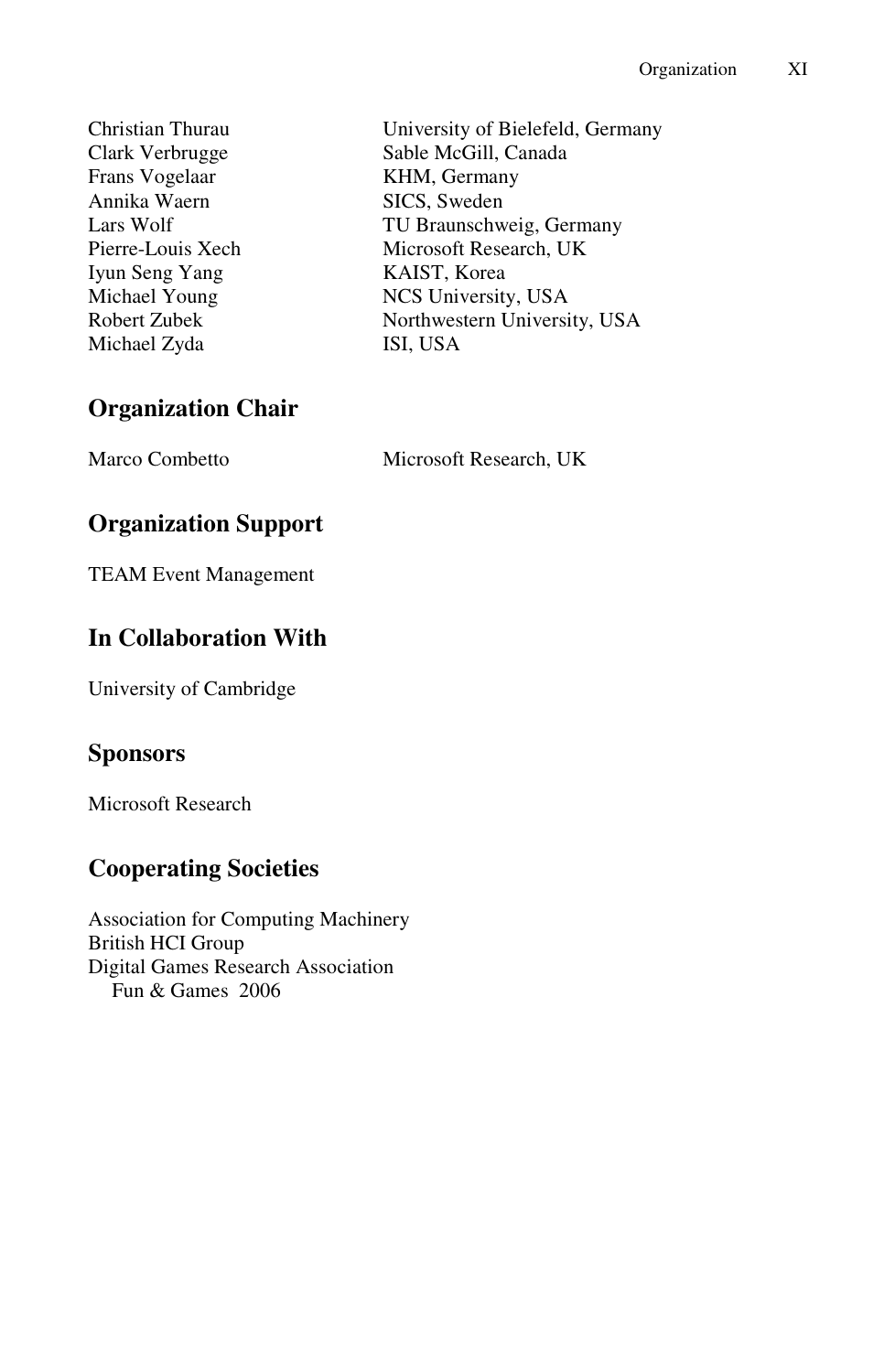| | |
|---|---|
| Christian Thurau | University of Bielefeld, Germany |
| Clark Verbrugge | Sable McGill, Canada |
| Frans Vogelaar | KHM, Germany |
| Annika Waern | SICS, Sweden |
| Lars Wolf | TU Braunschweig, Germany |
| Pierre-Louis Xech | Microsoft Research, UK |
| Iyun Seng Yang | KAIST, Korea |
| Michael Young | NCS University, USA |
| Robert Zubek | Northwestern University, USA |
| Michael Zyda | ISI, USA |

## Organization Chair

| | |
|---|---|
| Marco Combetto | Microsoft Research, UK |

## Organization Support

TEAM Event Management

## In Collaboration With

University of Cambridge

## Sponsors

Microsoft Research

## Cooperating Societies

Association for Computing Machinery
British HCI Group
Digital Games Research Association
Fun & Games 2006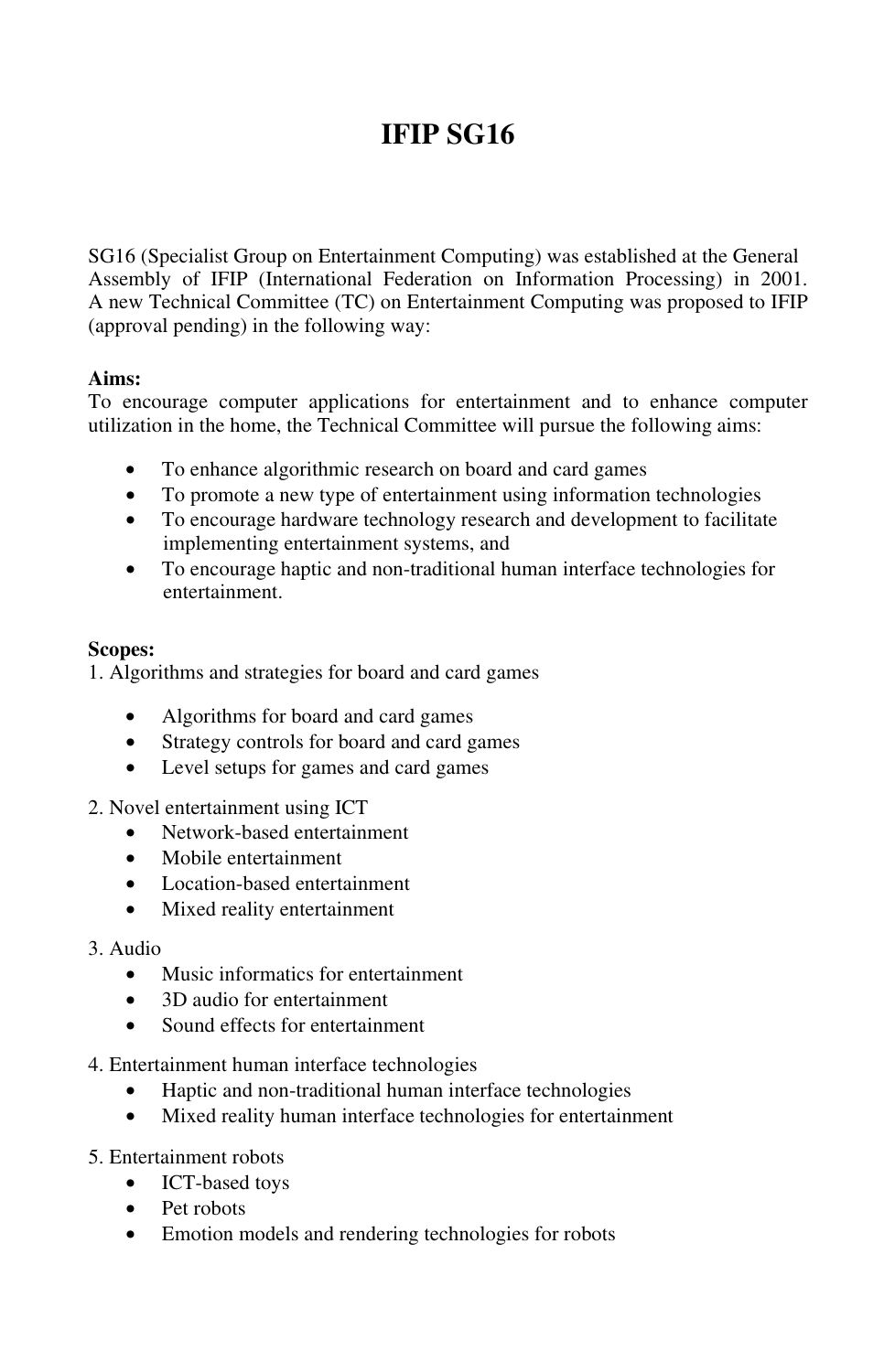# IFIP SG16

SG16 (Specialist Group on Entertainment Computing) was established at the General Assembly of IFIP (International Federation on Information Processing) in 2001. A new Technical Committee (TC) on Entertainment Computing was proposed to IFIP (approval pending) in the following way:

**Aims:**
To encourage computer applications for entertainment and to enhance computer utilization in the home, the Technical Committee will pursue the following aims:

- To enhance algorithmic research on board and card games
- To promote a new type of entertainment using information technologies
- To encourage hardware technology research and development to facilitate implementing entertainment systems, and
- To encourage haptic and non-traditional human interface technologies for entertainment.

**Scopes:**
1. Algorithms and strategies for board and card games

- Algorithms for board and card games
- Strategy controls for board and card games
- Level setups for games and card games

2. Novel entertainment using ICT

- Network-based entertainment
- Mobile entertainment
- Location-based entertainment
- Mixed reality entertainment

3. Audio

- Music informatics for entertainment
- 3D audio for entertainment
- Sound effects for entertainment

4. Entertainment human interface technologies

- Haptic and non-traditional human interface technologies
- Mixed reality human interface technologies for entertainment

5. Entertainment robots

- ICT-based toys
- Pet robots
- Emotion models and rendering technologies for robots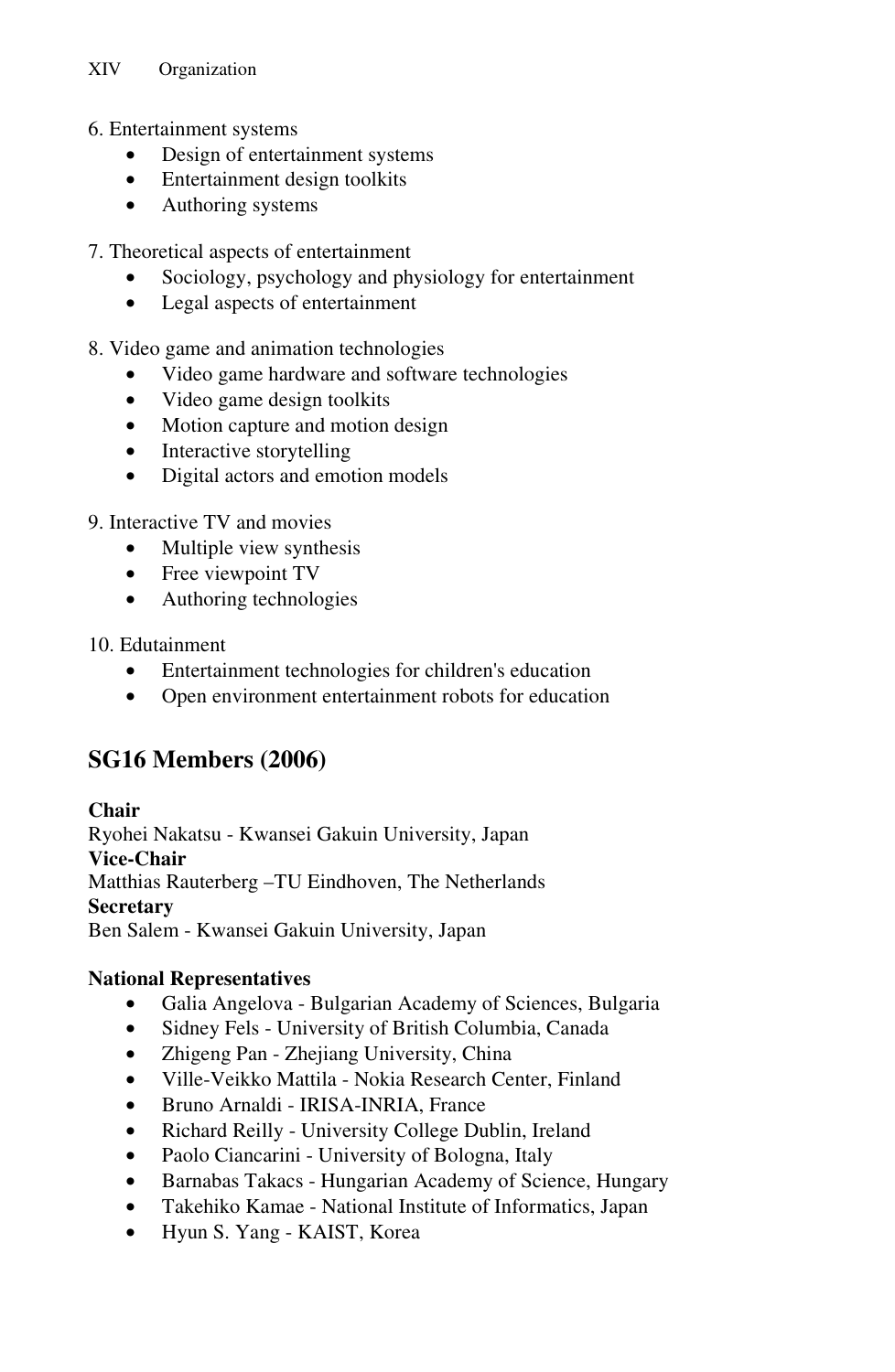6. Entertainment systems
- Design of entertainment systems
- Entertainment design toolkits
- Authoring systems

7. Theoretical aspects of entertainment
- Sociology, psychology and physiology for entertainment
- Legal aspects of entertainment

8. Video game and animation technologies
- Video game hardware and software technologies
- Video game design toolkits
- Motion capture and motion design
- Interactive storytelling
- Digital actors and emotion models

9. Interactive TV and movies
- Multiple view synthesis
- Free viewpoint TV
- Authoring technologies

10. Edutainment
- Entertainment technologies for children's education
- Open environment entertainment robots for education

## SG16 Members (2006)

**Chair**
Ryohei Nakatsu - Kwansei Gakuin University, Japan
**Vice-Chair**
Matthias Rauterberg –TU Eindhoven, The Netherlands
**Secretary**
Ben Salem - Kwansei Gakuin University, Japan

**National Representatives**
- Galia Angelova - Bulgarian Academy of Sciences, Bulgaria
- Sidney Fels - University of British Columbia, Canada
- Zhigeng Pan - Zhejiang University, China
- Ville-Veikko Mattila - Nokia Research Center, Finland
- Bruno Arnaldi - IRISA-INRIA, France
- Richard Reilly - University College Dublin, Ireland
- Paolo Ciancarini - University of Bologna, Italy
- Barnabas Takacs - Hungarian Academy of Science, Hungary
- Takehiko Kamae - National Institute of Informatics, Japan
- Hyun S. Yang - KAIST, Korea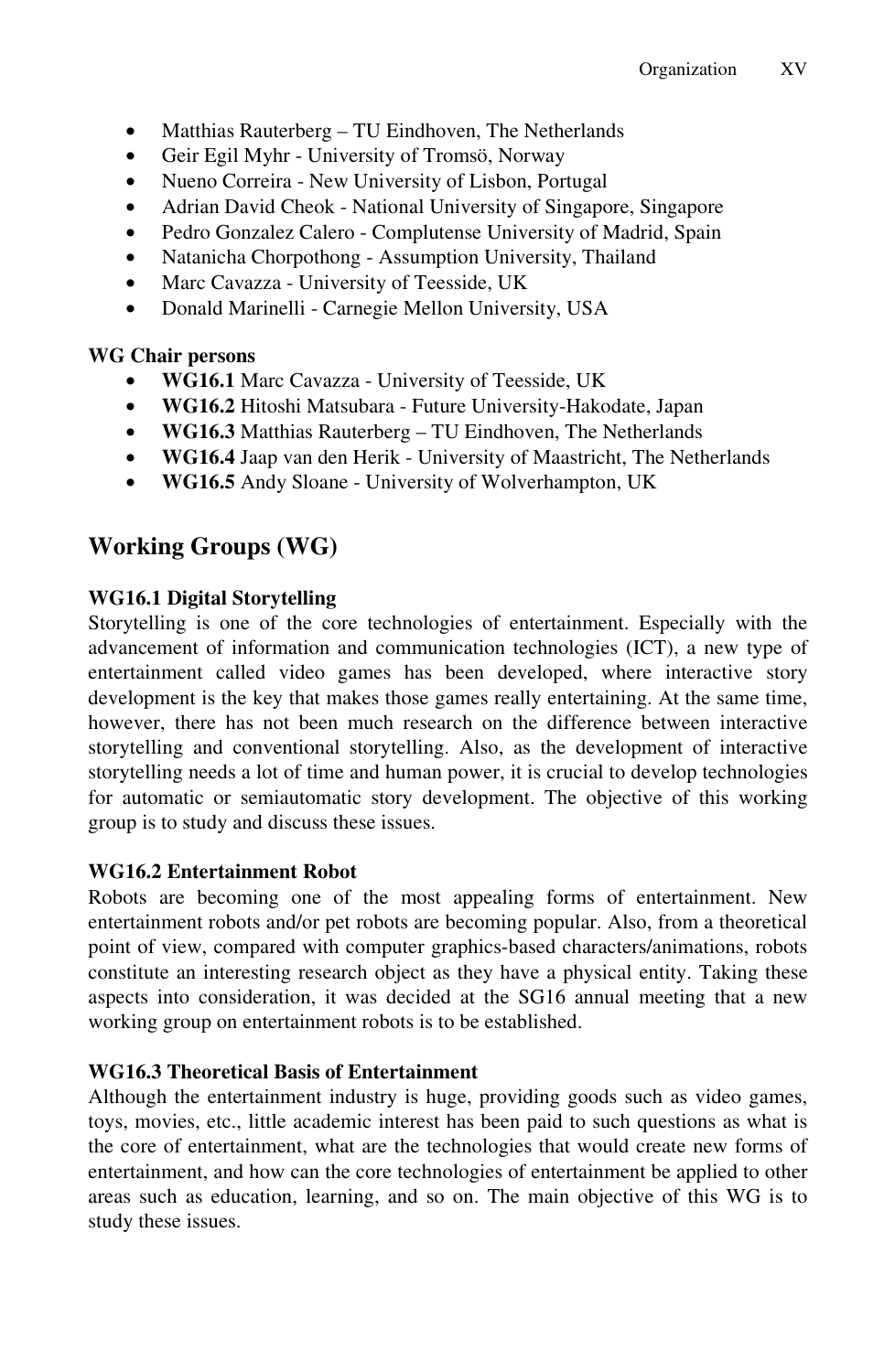- Matthias Rauterberg – TU Eindhoven, The Netherlands
- Geir Egil Myhr - University of Tromsö, Norway
- Nueno Correira - New University of Lisbon, Portugal
- Adrian David Cheok - National University of Singapore, Singapore
- Pedro Gonzalez Calero - Complutense University of Madrid, Spain
- Natanicha Chorpothong - Assumption University, Thailand
- Marc Cavazza - University of Teesside, UK
- Donald Marinelli - Carnegie Mellon University, USA

**WG Chair persons**

- **WG16.1** Marc Cavazza - University of Teesside, UK
- **WG16.2** Hitoshi Matsubara - Future University-Hakodate, Japan
- **WG16.3** Matthias Rauterberg – TU Eindhoven, The Netherlands
- **WG16.4** Jaap van den Herik - University of Maastricht, The Netherlands
- **WG16.5** Andy Sloane - University of Wolverhampton, UK

## Working Groups (WG)

**WG16.1 Digital Storytelling**

Storytelling is one of the core technologies of entertainment. Especially with the advancement of information and communication technologies (ICT), a new type of entertainment called video games has been developed, where interactive story development is the key that makes those games really entertaining. At the same time, however, there has not been much research on the difference between interactive storytelling and conventional storytelling. Also, as the development of interactive storytelling needs a lot of time and human power, it is crucial to develop technologies for automatic or semiautomatic story development. The objective of this working group is to study and discuss these issues.

**WG16.2 Entertainment Robot**

Robots are becoming one of the most appealing forms of entertainment. New entertainment robots and/or pet robots are becoming popular. Also, from a theoretical point of view, compared with computer graphics-based characters/animations, robots constitute an interesting research object as they have a physical entity. Taking these aspects into consideration, it was decided at the SG16 annual meeting that a new working group on entertainment robots is to be established.

**WG16.3 Theoretical Basis of Entertainment**

Although the entertainment industry is huge, providing goods such as video games, toys, movies, etc., little academic interest has been paid to such questions as what is the core of entertainment, what are the technologies that would create new forms of entertainment, and how can the core technologies of entertainment be applied to other areas such as education, learning, and so on. The main objective of this WG is to study these issues.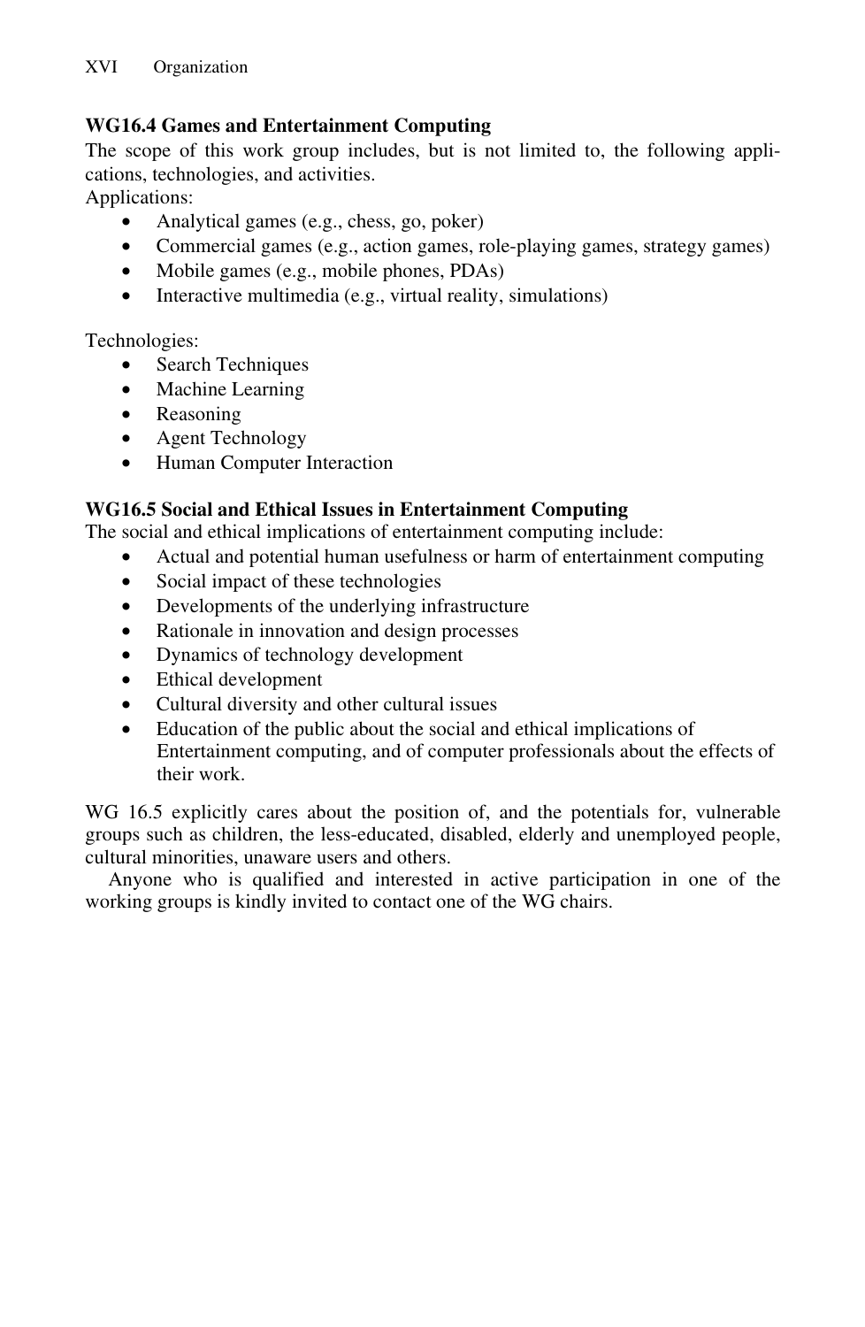**WG16.4 Games and Entertainment Computing**

The scope of this work group includes, but is not limited to, the following applications, technologies, and activities.

Applications:

- Analytical games (e.g., chess, go, poker)
- Commercial games (e.g., action games, role-playing games, strategy games)
- Mobile games (e.g., mobile phones, PDAs)
- Interactive multimedia (e.g., virtual reality, simulations)

Technologies:

- Search Techniques
- Machine Learning
- Reasoning
- Agent Technology
- Human Computer Interaction

**WG16.5 Social and Ethical Issues in Entertainment Computing**

The social and ethical implications of entertainment computing include:

- Actual and potential human usefulness or harm of entertainment computing
- Social impact of these technologies
- Developments of the underlying infrastructure
- Rationale in innovation and design processes
- Dynamics of technology development
- Ethical development
- Cultural diversity and other cultural issues
- Education of the public about the social and ethical implications of Entertainment computing, and of computer professionals about the effects of their work.

WG 16.5 explicitly cares about the position of, and the potentials for, vulnerable groups such as children, the less-educated, disabled, elderly and unemployed people, cultural minorities, unaware users and others.

Anyone who is qualified and interested in active participation in one of the working groups is kindly invited to contact one of the WG chairs.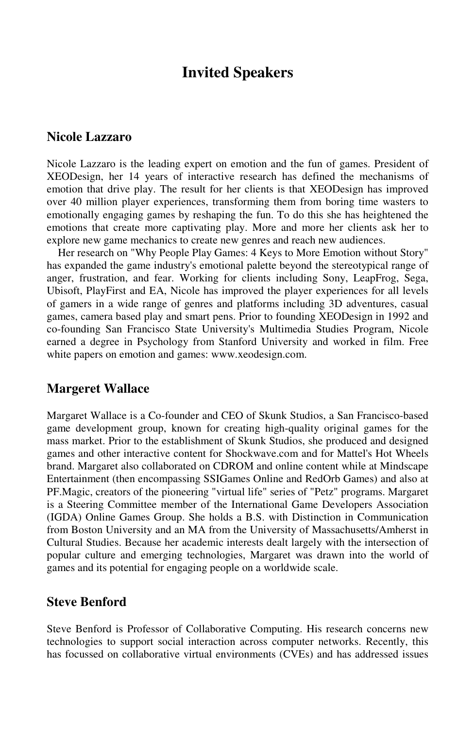# Invited Speakers

## Nicole Lazzaro

Nicole Lazzaro is the leading expert on emotion and the fun of games. President of XEODesign, her 14 years of interactive research has defined the mechanisms of emotion that drive play. The result for her clients is that XEODesign has improved over 40 million player experiences, transforming them from boring time wasters to emotionally engaging games by reshaping the fun. To do this she has heightened the emotions that create more captivating play. More and more her clients ask her to explore new game mechanics to create new genres and reach new audiences.

Her research on "Why People Play Games: 4 Keys to More Emotion without Story" has expanded the game industry's emotional palette beyond the stereotypical range of anger, frustration, and fear. Working for clients including Sony, LeapFrog, Sega, Ubisoft, PlayFirst and EA, Nicole has improved the player experiences for all levels of gamers in a wide range of genres and platforms including 3D adventures, casual games, camera based play and smart pens. Prior to founding XEODesign in 1992 and co-founding San Francisco State University's Multimedia Studies Program, Nicole earned a degree in Psychology from Stanford University and worked in film. Free white papers on emotion and games: www.xeodesign.com.

## Margeret Wallace

Margaret Wallace is a Co-founder and CEO of Skunk Studios, a San Francisco-based game development group, known for creating high-quality original games for the mass market. Prior to the establishment of Skunk Studios, she produced and designed games and other interactive content for Shockwave.com and for Mattel's Hot Wheels brand. Margaret also collaborated on CDROM and online content while at Mindscape Entertainment (then encompassing SSIGames Online and RedOrb Games) and also at PF.Magic, creators of the pioneering "virtual life" series of "Petz" programs. Margaret is a Steering Committee member of the International Game Developers Association (IGDA) Online Games Group. She holds a B.S. with Distinction in Communication from Boston University and an MA from the University of Massachusetts/Amherst in Cultural Studies. Because her academic interests dealt largely with the intersection of popular culture and emerging technologies, Margaret was drawn into the world of games and its potential for engaging people on a worldwide scale.

## Steve Benford

Steve Benford is Professor of Collaborative Computing. His research concerns new technologies to support social interaction across computer networks. Recently, this has focussed on collaborative virtual environments (CVEs) and has addressed issues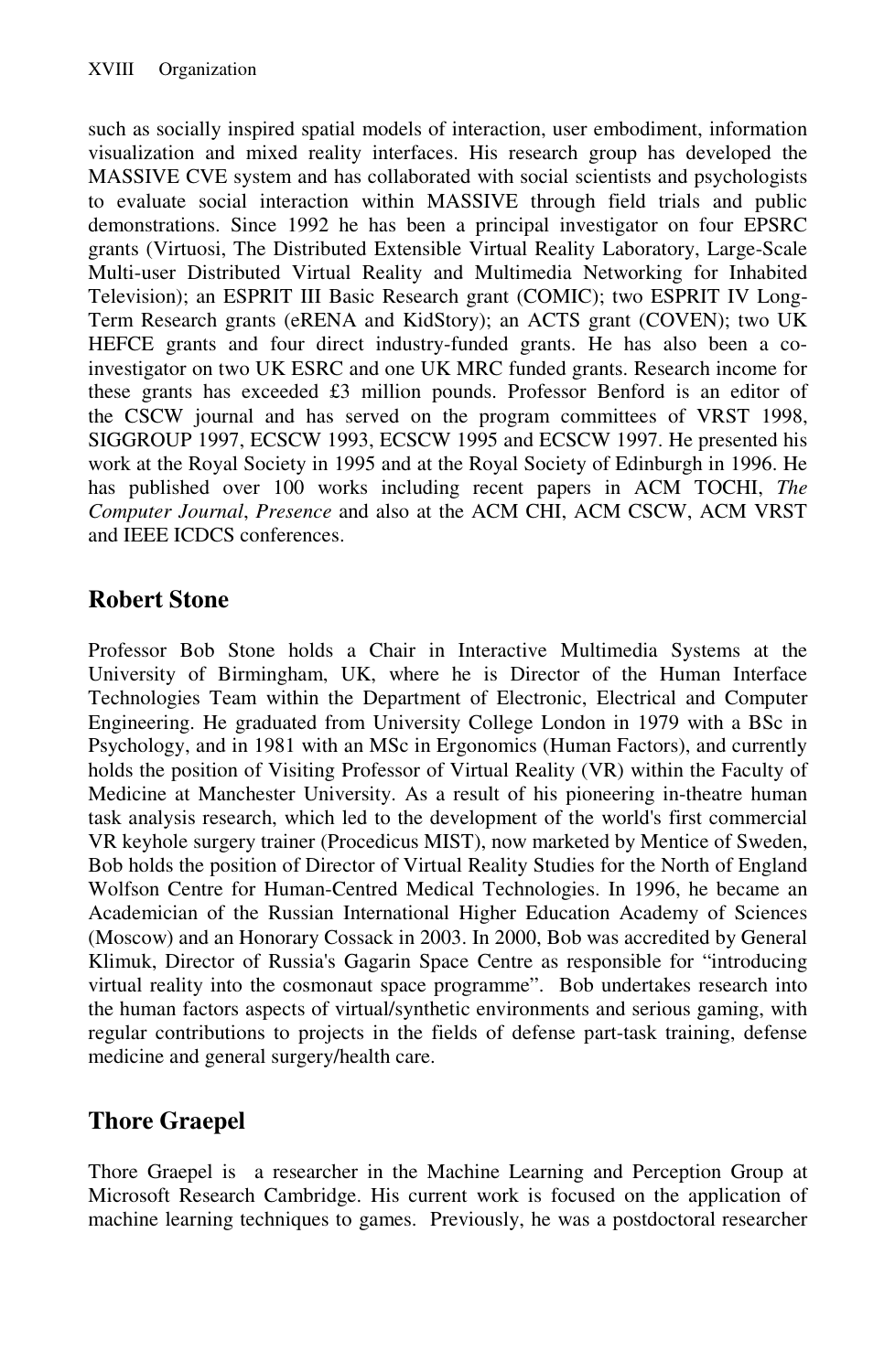such as socially inspired spatial models of interaction, user embodiment, information visualization and mixed reality interfaces. His research group has developed the MASSIVE CVE system and has collaborated with social scientists and psychologists to evaluate social interaction within MASSIVE through field trials and public demonstrations. Since 1992 he has been a principal investigator on four EPSRC grants (Virtuosi, The Distributed Extensible Virtual Reality Laboratory, Large-Scale Multi-user Distributed Virtual Reality and Multimedia Networking for Inhabited Television); an ESPRIT III Basic Research grant (COMIC); two ESPRIT IV Long-Term Research grants (eRENA and KidStory); an ACTS grant (COVEN); two UK HEFCE grants and four direct industry-funded grants. He has also been a co-investigator on two UK ESRC and one UK MRC funded grants. Research income for these grants has exceeded £3 million pounds. Professor Benford is an editor of the CSCW journal and has served on the program committees of VRST 1998, SIGGROUP 1997, ECSCW 1993, ECSCW 1995 and ECSCW 1997. He presented his work at the Royal Society in 1995 and at the Royal Society of Edinburgh in 1996. He has published over 100 works including recent papers in ACM TOCHI, *The Computer Journal*, *Presence* and also at the ACM CHI, ACM CSCW, ACM VRST and IEEE ICDCS conferences.

## Robert Stone

Professor Bob Stone holds a Chair in Interactive Multimedia Systems at the University of Birmingham, UK, where he is Director of the Human Interface Technologies Team within the Department of Electronic, Electrical and Computer Engineering. He graduated from University College London in 1979 with a BSc in Psychology, and in 1981 with an MSc in Ergonomics (Human Factors), and currently holds the position of Visiting Professor of Virtual Reality (VR) within the Faculty of Medicine at Manchester University. As a result of his pioneering in-theatre human task analysis research, which led to the development of the world's first commercial VR keyhole surgery trainer (Procedicus MIST), now marketed by Mentice of Sweden, Bob holds the position of Director of Virtual Reality Studies for the North of England Wolfson Centre for Human-Centred Medical Technologies. In 1996, he became an Academician of the Russian International Higher Education Academy of Sciences (Moscow) and an Honorary Cossack in 2003. In 2000, Bob was accredited by General Klimuk, Director of Russia's Gagarin Space Centre as responsible for "introducing virtual reality into the cosmonaut space programme". Bob undertakes research into the human factors aspects of virtual/synthetic environments and serious gaming, with regular contributions to projects in the fields of defense part-task training, defense medicine and general surgery/health care.

## Thore Graepel

Thore Graepel is a researcher in the Machine Learning and Perception Group at Microsoft Research Cambridge. His current work is focused on the application of machine learning techniques to games. Previously, he was a postdoctoral researcher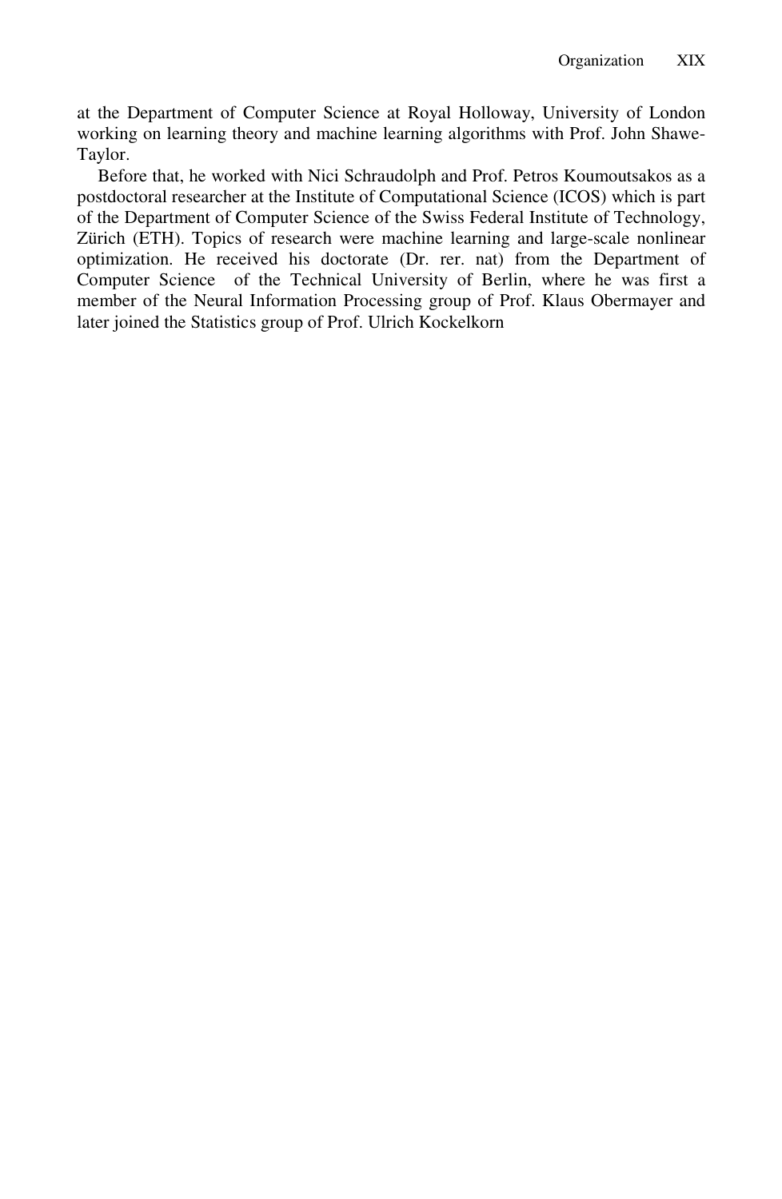at the Department of Computer Science at Royal Holloway, University of London working on learning theory and machine learning algorithms with Prof. John Shawe-Taylor.

Before that, he worked with Nici Schraudolph and Prof. Petros Koumoutsakos as a postdoctoral researcher at the Institute of Computational Science (ICOS) which is part of the Department of Computer Science of the Swiss Federal Institute of Technology, Zürich (ETH). Topics of research were machine learning and large-scale nonlinear optimization. He received his doctorate (Dr. rer. nat) from the Department of Computer Science of the Technical University of Berlin, where he was first a member of the Neural Information Processing group of Prof. Klaus Obermayer and later joined the Statistics group of Prof. Ulrich Kockelkorn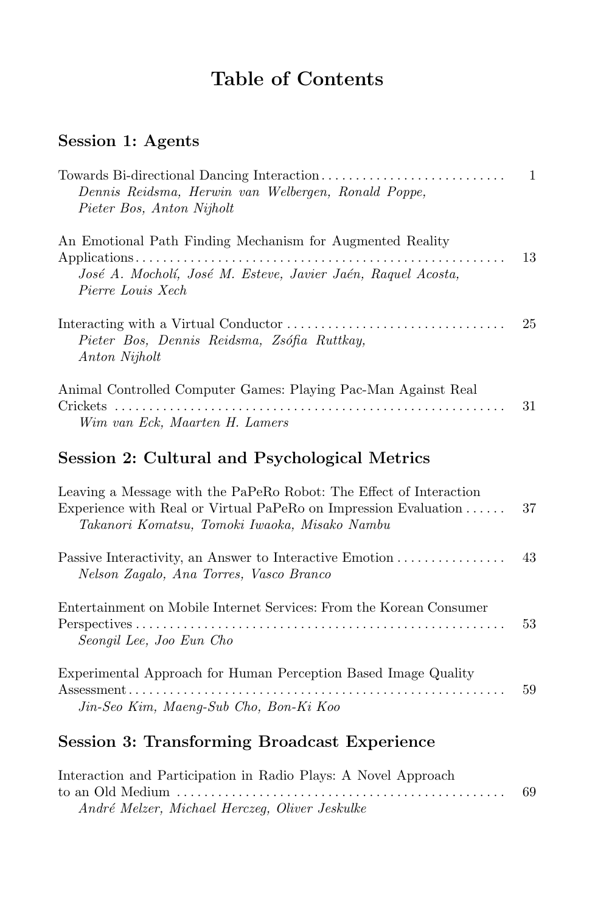# Table of Contents

## Session 1: Agents

Towards Bi-directional Dancing Interaction ........................... 1
*Dennis Reidsma, Herwin van Welbergen, Ronald Poppe, Pieter Bos, Anton Nijholt*

An Emotional Path Finding Mechanism for Augmented Reality Applications ........................... 13
*José A. Mocholí, José M. Esteve, Javier Jaén, Raquel Acosta, Pierre Louis Xech*

Interacting with a Virtual Conductor ........................... 25
*Pieter Bos, Dennis Reidsma, Zsófia Ruttkay, Anton Nijholt*

Animal Controlled Computer Games: Playing Pac-Man Against Real Crickets ........................... 31
*Wim van Eck, Maarten H. Lamers*

## Session 2: Cultural and Psychological Metrics

Leaving a Message with the PaPeRo Robot: The Effect of Interaction Experience with Real or Virtual PaPeRo on Impression Evaluation ...... 37
*Takanori Komatsu, Tomoki Iwaoka, Misako Nambu*

Passive Interactivity, an Answer to Interactive Emotion ........................... 43
*Nelson Zagalo, Ana Torres, Vasco Branco*

Entertainment on Mobile Internet Services: From the Korean Consumer Perspectives ........................... 53
*Seongil Lee, Joo Eun Cho*

Experimental Approach for Human Perception Based Image Quality Assessment ........................... 59
*Jin-Seo Kim, Maeng-Sub Cho, Bon-Ki Koo*

## Session 3: Transforming Broadcast Experience

Interaction and Participation in Radio Plays: A Novel Approach to an Old Medium ........................... 69
*André Melzer, Michael Herczeg, Oliver Jeskulke*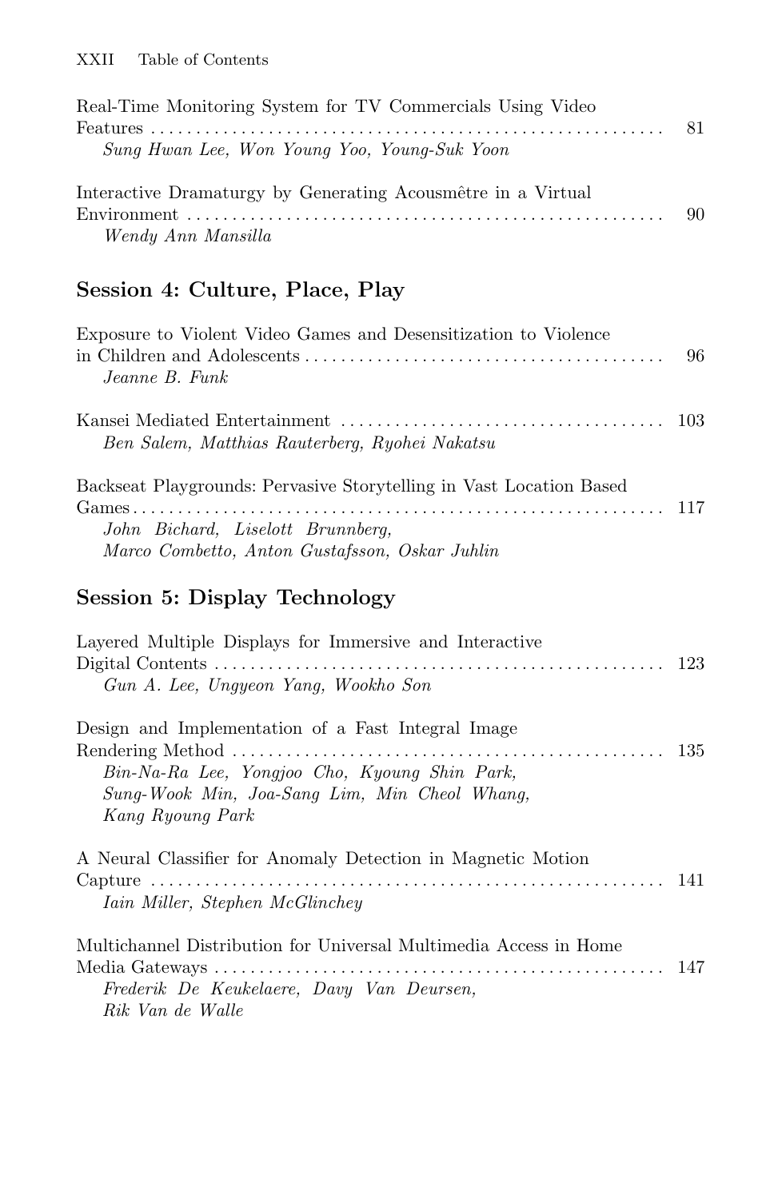Real-Time Monitoring System for TV Commercials Using Video Features ........................................................ 81
*Sung Hwan Lee, Won Young Yoo, Young-Suk Yoon*

Interactive Dramaturgy by Generating Acousmêtre in a Virtual Environment ........................................................ 90
*Wendy Ann Mansilla*

## Session 4: Culture, Place, Play

Exposure to Violent Video Games and Desensitization to Violence in Children and Adolescents ........................................ 96
*Jeanne B. Funk*

Kansei Mediated Entertainment .................................... 103
*Ben Salem, Matthias Rauterberg, Ryohei Nakatsu*

Backseat Playgrounds: Pervasive Storytelling in Vast Location Based Games ........................................................ 117
*John Bichard, Liselott Brunnberg, Marco Combetto, Anton Gustafsson, Oskar Juhlin*

## Session 5: Display Technology

Layered Multiple Displays for Immersive and Interactive Digital Contents .................................................. 123
*Gun A. Lee, Ungyeon Yang, Wookho Son*

Design and Implementation of a Fast Integral Image Rendering Method ................................................ 135
*Bin-Na-Ra Lee, Yongjoo Cho, Kyoung Shin Park, Sung-Wook Min, Joa-Sang Lim, Min Cheol Whang, Kang Ryoung Park*

A Neural Classifier for Anomaly Detection in Magnetic Motion Capture ........................................................ 141
*Iain Miller, Stephen McGlinchey*

Multichannel Distribution for Universal Multimedia Access in Home Media Gateways .................................................. 147
*Frederik De Keukelaere, Davy Van Deursen, Rik Van de Walle*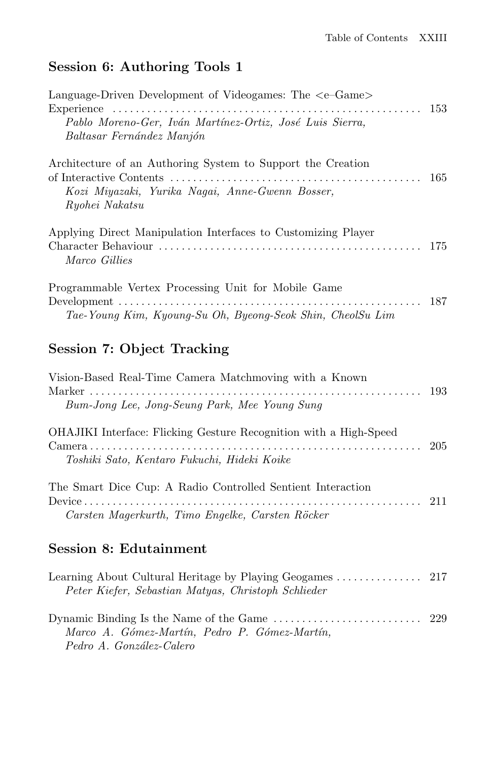## Session 6: Authoring Tools 1

Language-Driven Development of Videogames: The <e–Game> Experience ..... 153
*Pablo Moreno-Ger, Iván Martínez-Ortiz, José Luis Sierra, Baltasar Fernández Manjón*

Architecture of an Authoring System to Support the Creation of Interactive Contents ..... 165
*Kozi Miyazaki, Yurika Nagai, Anne-Gwenn Bosser, Ryohei Nakatsu*

Applying Direct Manipulation Interfaces to Customizing Player Character Behaviour ..... 175
*Marco Gillies*

Programmable Vertex Processing Unit for Mobile Game Development ..... 187
*Tae-Young Kim, Kyoung-Su Oh, Byeong-Seok Shin, CheolSu Lim*

## Session 7: Object Tracking

Vision-Based Real-Time Camera Matchmoving with a Known Marker ..... 193
*Bum-Jong Lee, Jong-Seung Park, Mee Young Sung*

OHAJIKI Interface: Flicking Gesture Recognition with a High-Speed Camera ..... 205
*Toshiki Sato, Kentaro Fukuchi, Hideki Koike*

The Smart Dice Cup: A Radio Controlled Sentient Interaction Device ..... 211
*Carsten Magerkurth, Timo Engelke, Carsten Röcker*

## Session 8: Edutainment

Learning About Cultural Heritage by Playing Geogames ..... 217
*Peter Kiefer, Sebastian Matyas, Christoph Schlieder*

Dynamic Binding Is the Name of the Game ..... 229
*Marco A. Gómez-Martín, Pedro P. Gómez-Martín, Pedro A. González-Calero*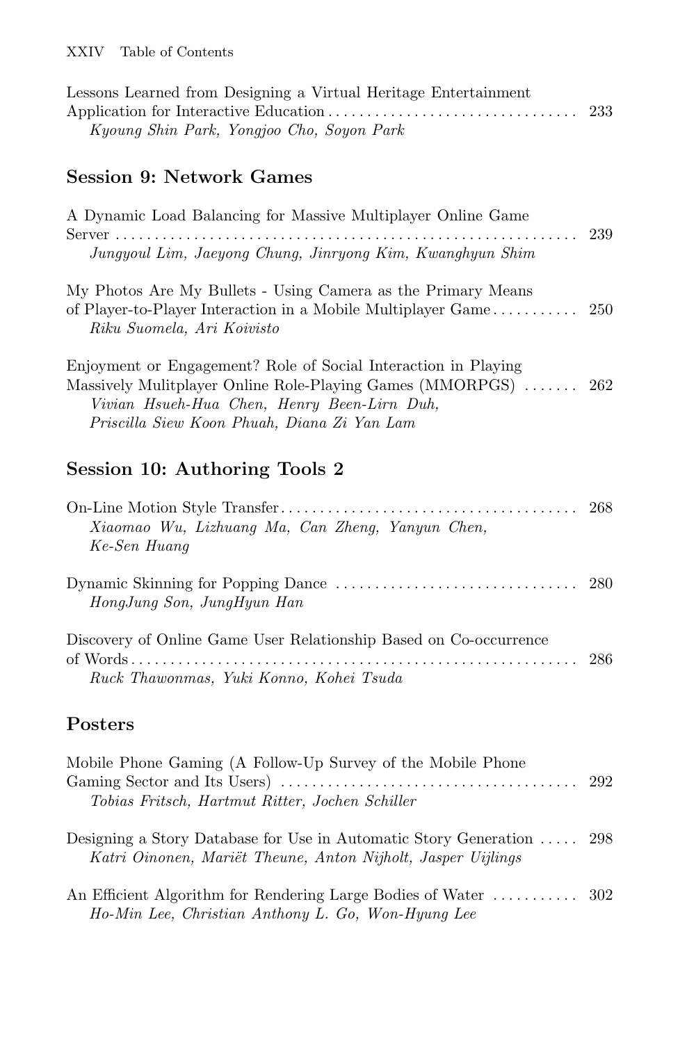Lessons Learned from Designing a Virtual Heritage Entertainment Application for Interactive Education ........ 233
*Kyoung Shin Park, Yongjoo Cho, Soyon Park*

## Session 9: Network Games

A Dynamic Load Balancing for Massive Multiplayer Online Game Server ........ 239
*Jungyoul Lim, Jaeyong Chung, Jinryong Kim, Kwanghyun Shim*

My Photos Are My Bullets - Using Camera as the Primary Means of Player-to-Player Interaction in a Mobile Multiplayer Game ........ 250
*Riku Suomela, Ari Koivisto*

Enjoyment or Engagement? Role of Social Interaction in Playing Massively Mulitplayer Online Role-Playing Games (MMORPGS) ........ 262
*Vivian Hsueh-Hua Chen, Henry Been-Lirn Duh, Priscilla Siew Koon Phuah, Diana Zi Yan Lam*

## Session 10: Authoring Tools 2

On-Line Motion Style Transfer ........ 268
*Xiaomao Wu, Lizhuang Ma, Can Zheng, Yanyun Chen, Ke-Sen Huang*

Dynamic Skinning for Popping Dance ........ 280
*HongJung Son, JungHyun Han*

Discovery of Online Game User Relationship Based on Co-occurrence of Words ........ 286
*Ruck Thawonmas, Yuki Konno, Kohei Tsuda*

## Posters

Mobile Phone Gaming (A Follow-Up Survey of the Mobile Phone Gaming Sector and Its Users) ........ 292
*Tobias Fritsch, Hartmut Ritter, Jochen Schiller*

Designing a Story Database for Use in Automatic Story Generation ........ 298
*Katri Oinonen, Mariët Theune, Anton Nijholt, Jasper Uijlings*

An Efficient Algorithm for Rendering Large Bodies of Water ........ 302
*Ho-Min Lee, Christian Anthony L. Go, Won-Hyung Lee*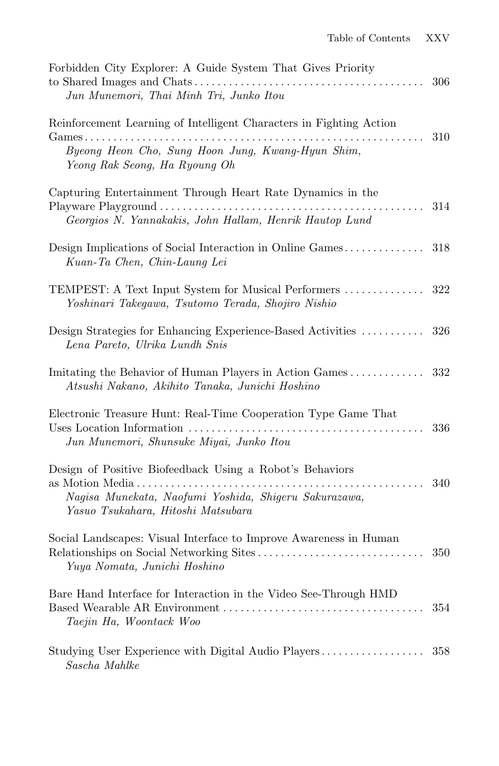Forbidden City Explorer: A Guide System That Gives Priority to Shared Images and Chats ........................................ 306
*Jun Munemori, Thai Minh Tri, Junko Itou*

Reinforcement Learning of Intelligent Characters in Fighting Action Games ........................................................ 310
*Byeong Heon Cho, Sung Hoon Jung, Kwang-Hyun Shim, Yeong Rak Seong, Ha Ryoung Oh*

Capturing Entertainment Through Heart Rate Dynamics in the Playware Playground ............................................... 314
*Georgios N. Yannakakis, John Hallam, Henrik Hautop Lund*

Design Implications of Social Interaction in Online Games .............. 318
*Kuan-Ta Chen, Chin-Laung Lei*

TEMPEST: A Text Input System for Musical Performers .............. 322
*Yoshinari Takegawa, Tsutomo Terada, Shojiro Nishio*

Design Strategies for Enhancing Experience-Based Activities ........... 326
*Lena Pareto, Ulrika Lundh Snis*

Imitating the Behavior of Human Players in Action Games ............. 332
*Atsushi Nakano, Akihito Tanaka, Junichi Hoshino*

Electronic Treasure Hunt: Real-Time Cooperation Type Game That Uses Location Information .......................................... 336
*Jun Munemori, Shunsuke Miyai, Junko Itou*

Design of Positive Biofeedback Using a Robot's Behaviors as Motion Media ................................................... 340
*Nagisa Munekata, Naofumi Yoshida, Shigeru Sakurazawa, Yasuo Tsukahara, Hitoshi Matsubara*

Social Landscapes: Visual Interface to Improve Awareness in Human Relationships on Social Networking Sites ............................. 350
*Yuya Nomata, Junichi Hoshino*

Bare Hand Interface for Interaction in the Video See-Through HMD Based Wearable AR Environment ................................... 354
*Taejin Ha, Woontack Woo*

Studying User Experience with Digital Audio Players .................. 358
*Sascha Mahlke*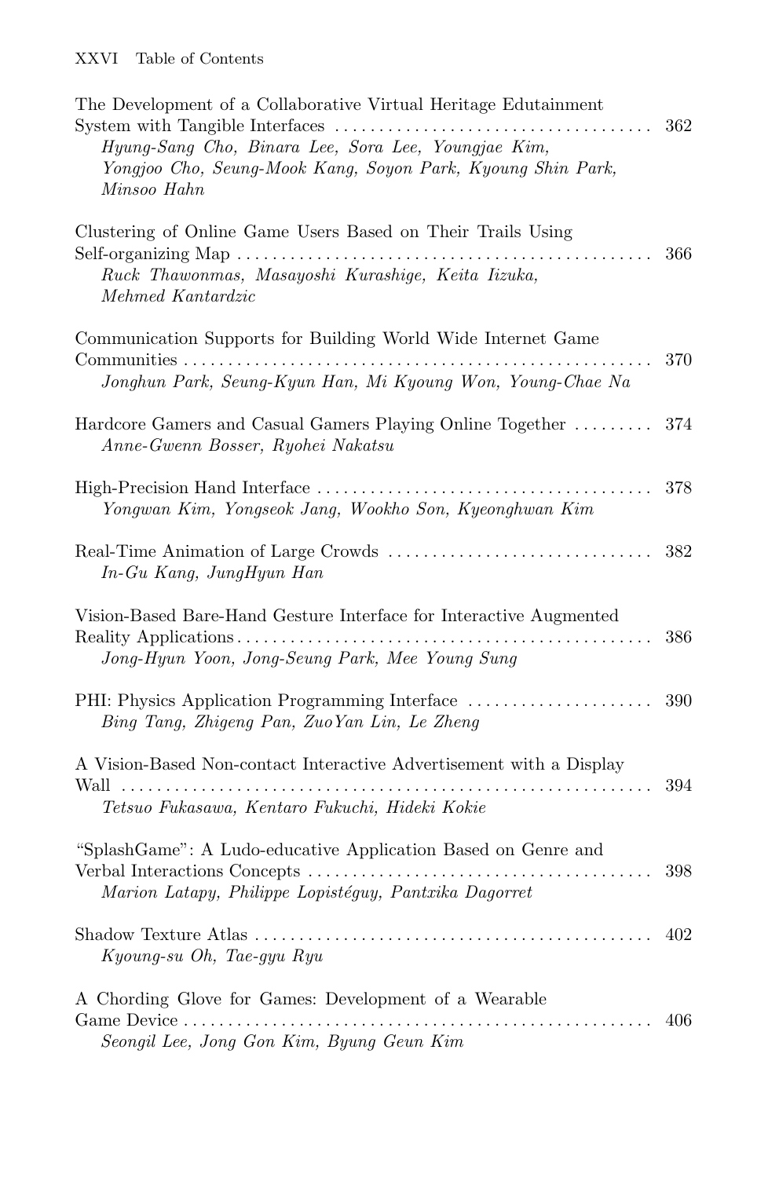The Development of a Collaborative Virtual Heritage Edutainment System with Tangible Interfaces ..... 362
*Hyung-Sang Cho, Binara Lee, Sora Lee, Youngjae Kim, Yongjoo Cho, Seung-Mook Kang, Soyon Park, Kyoung Shin Park, Minsoo Hahn*

Clustering of Online Game Users Based on Their Trails Using Self-organizing Map ..... 366
*Ruck Thawonmas, Masayoshi Kurashige, Keita Iizuka, Mehmed Kantardzic*

Communication Supports for Building World Wide Internet Game Communities ..... 370
*Jonghun Park, Seung-Kyun Han, Mi Kyoung Won, Young-Chae Na*

Hardcore Gamers and Casual Gamers Playing Online Together ..... 374
*Anne-Gwenn Bosser, Ryohei Nakatsu*

High-Precision Hand Interface ..... 378
*Yongwan Kim, Yongseok Jang, Wookho Son, Kyeonghwan Kim*

Real-Time Animation of Large Crowds ..... 382
*In-Gu Kang, JungHyun Han*

Vision-Based Bare-Hand Gesture Interface for Interactive Augmented Reality Applications ..... 386
*Jong-Hyun Yoon, Jong-Seung Park, Mee Young Sung*

PHI: Physics Application Programming Interface ..... 390
*Bing Tang, Zhigeng Pan, ZuoYan Lin, Le Zheng*

A Vision-Based Non-contact Interactive Advertisement with a Display Wall ..... 394
*Tetsuo Fukasawa, Kentaro Fukuchi, Hideki Kokie*

"SplashGame": A Ludo-educative Application Based on Genre and Verbal Interactions Concepts ..... 398
*Marion Latapy, Philippe Lopistéguy, Pantxika Dagorret*

Shadow Texture Atlas ..... 402
*Kyoung-su Oh, Tae-gyu Ryu*

A Chording Glove for Games: Development of a Wearable Game Device ..... 406
*Seongil Lee, Jong Gon Kim, Byung Geun Kim*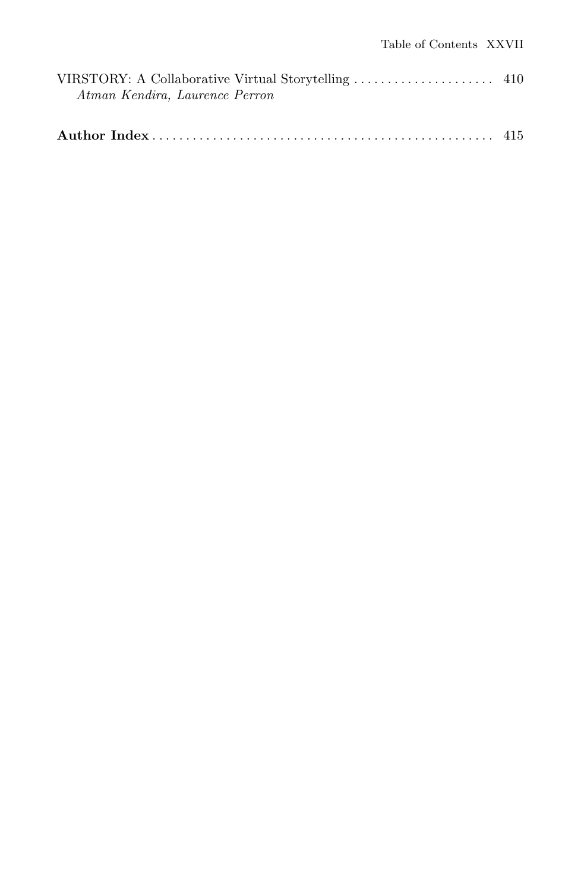VIRSTORY: A Collaborative Virtual Storytelling ..................... 410
*Atman Kendira, Laurence Perron*

**Author Index** .................................................. 415